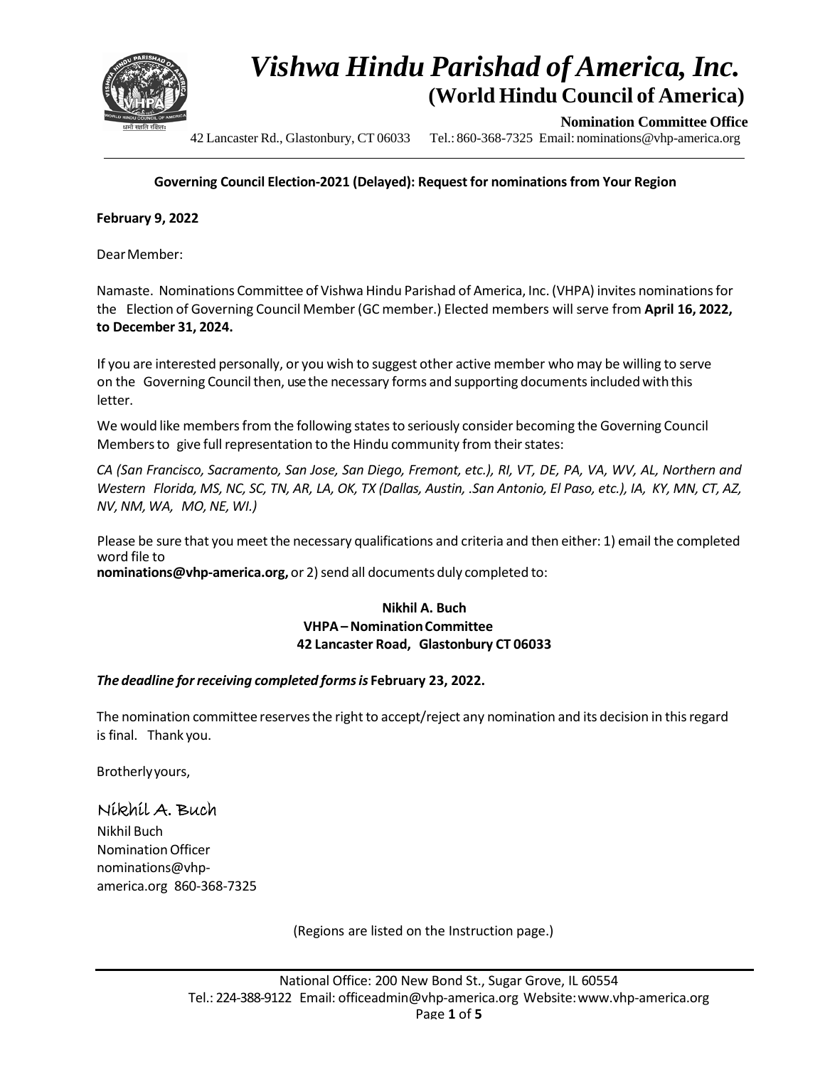# *Vishwa Hindu Parishad of America, Inc.*

## (World Hindu Council of America)

**Nomination Committee Office**

42 Lancaster Rd., Glastonbury, CT 06033 Tel.: 860-368-7325 Email: nominations@vhp-america.org

**Governing Council Election-2021 (Delayed): Request for nominations from Your Region**

**February 9, 2022**

Dear Member:

Namaste. Nominations Committee of Vishwa Hindu Parishad of America, Inc. (VHPA) invites nominations for the Election of Governing Council Member (GC member.) Elected members will serve from **April 16, 2022, to December 31, 2024.**

If you are interested personally, or you wish to suggest other active member who may be willing to serve on the Governing Council then, use the necessary forms and supporting documents included with this letter.

We would like members from the following states to seriously consider becoming the Governing Council Members to give full representation to the Hindu community from their states:

*CA (San Francisco, Sacramento, San Jose, San Diego, Fremont, etc.), RI, VT, DE, PA, VA, WV, AL, Northern and Western Florida, MS, NC, SC, TN, AR, LA, OK, TX (Dallas, Austin, .San Antonio, El Paso, etc.), IA, KY, MN, CT, AZ, NV, NM, WA, MO, NE, WI.)*

Please be sure that you meet the necessary qualifications and criteria and then either: 1) email the completed word file to **nominations@vhp-america.org,** or 2) send all documents duly completed to:

**Nikhil A. Buch**
**VHPA – Nomination Committee**
**42 Lancaster Road, Glastonbury CT 06033**

***The deadline for receiving completed forms is* February 23, 2022.**

The nomination committee reserves the right to accept/reject any nomination and its decision in this regard is final. Thank you.

Brotherly yours,

Nikhil A. Buch

Nikhil Buch
Nomination Officer
nominations@vhp-america.org 860-368-7325

(Regions are listed on the Instruction page.)

National Office: 200 New Bond St., Sugar Grove, IL 60554
Tel.: 224-388-9122 Email: officeadmin@vhp-america.org Website: www.vhp-america.org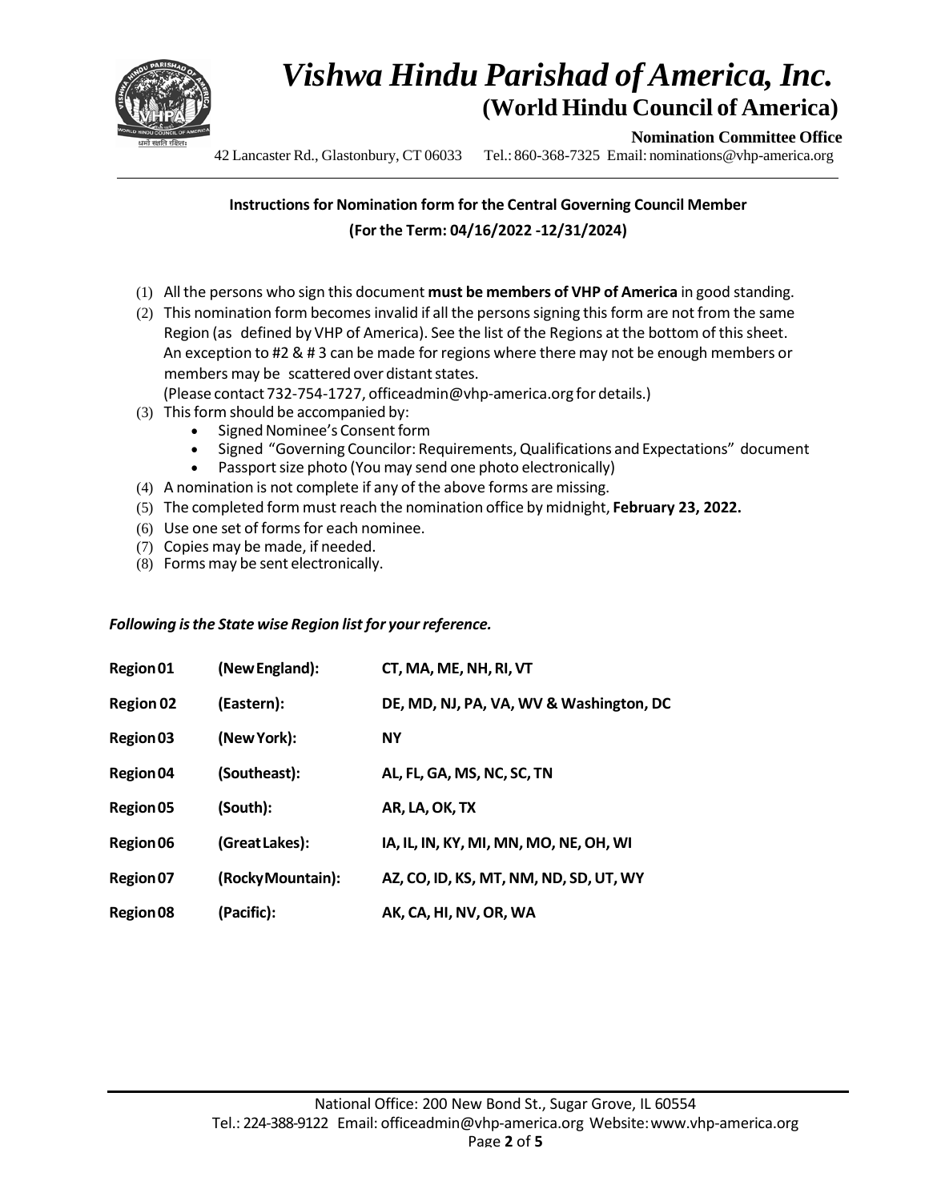# Vishwa Hindu Parishad of America, Inc.

## (World Hindu Council of America)

**Nomination Committee Office**

42 Lancaster Rd., Glastonbury, CT 06033 Tel.: 860-368-7325 Email: nominations@vhp-america.org

---

### Instructions for Nomination form for the Central Governing Council Member

**(For the Term: 04/16/2022 -12/31/2024)**

(1) All the persons who sign this document **must be members of VHP of America** in good standing.

(2) This nomination form becomes invalid if all the persons signing this form are not from the same Region (as defined by VHP of America). See the list of the Regions at the bottom of this sheet. An exception to #2 & # 3 can be made for regions where there may not be enough members or members may be scattered over distant states. (Please contact 732-754-1727, officeadmin@vhp-america.org for details.)

(3) This form should be accompanied by:
   - Signed Nominee's Consent form
   - Signed "Governing Councilor: Requirements, Qualifications and Expectations" document
   - Passport size photo (You may send one photo electronically)

(4) A nomination is not complete if any of the above forms are missing.

(5) The completed form must reach the nomination office by midnight, **February 23, 2022.**

(6) Use one set of forms for each nominee.

(7) Copies may be made, if needed.

(8) Forms may be sent electronically.

***Following is the State wise Region list for your reference.***

| | | |
|---|---|---|
| **Region 01** | **(New England):** | **CT, MA, ME, NH, RI, VT** |
| **Region 02** | **(Eastern):** | **DE, MD, NJ, PA, VA, WV & Washington, DC** |
| **Region 03** | **(New York):** | **NY** |
| **Region 04** | **(Southeast):** | **AL, FL, GA, MS, NC, SC, TN** |
| **Region 05** | **(South):** | **AR, LA, OK, TX** |
| **Region 06** | **(Great Lakes):** | **IA, IL, IN, KY, MI, MN, MO, NE, OH, WI** |
| **Region 07** | **(Rocky Mountain):** | **AZ, CO, ID, KS, MT, NM, ND, SD, UT, WY** |
| **Region 08** | **(Pacific):** | **AK, CA, HI, NV, OR, WA** |

National Office: 200 New Bond St., Sugar Grove, IL 60554
Tel.: 224-388-9122 Email: officeadmin@vhp-america.org Website: www.vhp-america.org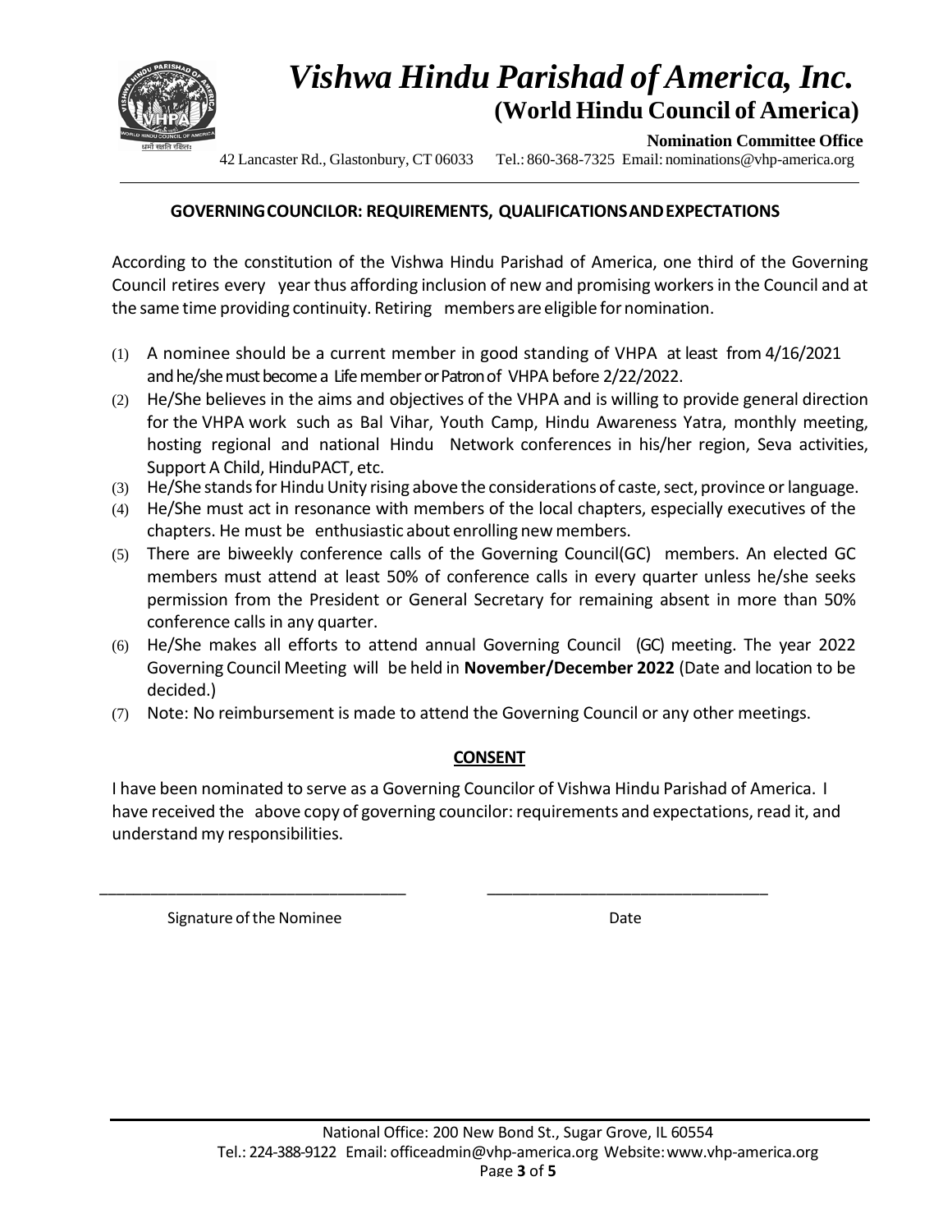# *Vishwa Hindu Parishad of America, Inc.*

## (World Hindu Council of America)

**Nomination Committee Office**

42 Lancaster Rd., Glastonbury, CT 06033 Tel.: 860-368-7325 Email: nominations@vhp-america.org

### GOVERNING COUNCILOR: REQUIREMENTS, QUALIFICATIONS AND EXPECTATIONS

According to the constitution of the Vishwa Hindu Parishad of America, one third of the Governing Council retires every year thus affording inclusion of new and promising workers in the Council and at the same time providing continuity. Retiring members are eligible for nomination.

(1) A nominee should be a current member in good standing of VHPA at least from 4/16/2021 and he/she must become a Life member or Patron of VHPA before 2/22/2022.
(2) He/She believes in the aims and objectives of the VHPA and is willing to provide general direction for the VHPA work such as Bal Vihar, Youth Camp, Hindu Awareness Yatra, monthly meeting, hosting regional and national Hindu Network conferences in his/her region, Seva activities, Support A Child, HinduPACT, etc.
(3) He/She stands for Hindu Unity rising above the considerations of caste, sect, province or language.
(4) He/She must act in resonance with members of the local chapters, especially executives of the chapters. He must be enthusiastic about enrolling new members.
(5) There are biweekly conference calls of the Governing Council(GC) members. An elected GC members must attend at least 50% of conference calls in every quarter unless he/she seeks permission from the President or General Secretary for remaining absent in more than 50% conference calls in any quarter.
(6) He/She makes all efforts to attend annual Governing Council (GC) meeting. The year 2022 Governing Council Meeting will be held in **November/December 2022** (Date and location to be decided.)
(7) Note: No reimbursement is made to attend the Governing Council or any other meetings.

### CONSENT

I have been nominated to serve as a Governing Councilor of Vishwa Hindu Parishad of America. I have received the above copy of governing councilor: requirements and expectations, read it, and understand my responsibilities.

\_\_\_\_\_\_\_\_\_\_\_\_\_\_\_\_\_\_\_\_\_\_\_\_\_\_\_\_\_\_\_\_\_\_\_ \_\_\_\_\_\_\_\_\_\_\_\_\_\_\_\_\_\_\_\_\_\_\_\_\_\_\_\_\_\_\_\_

Signature of the Nominee Date

National Office: 200 New Bond St., Sugar Grove, IL 60554

Tel.: 224-388-9122 Email: officeadmin@vhp-america.org Website: www.vhp-america.org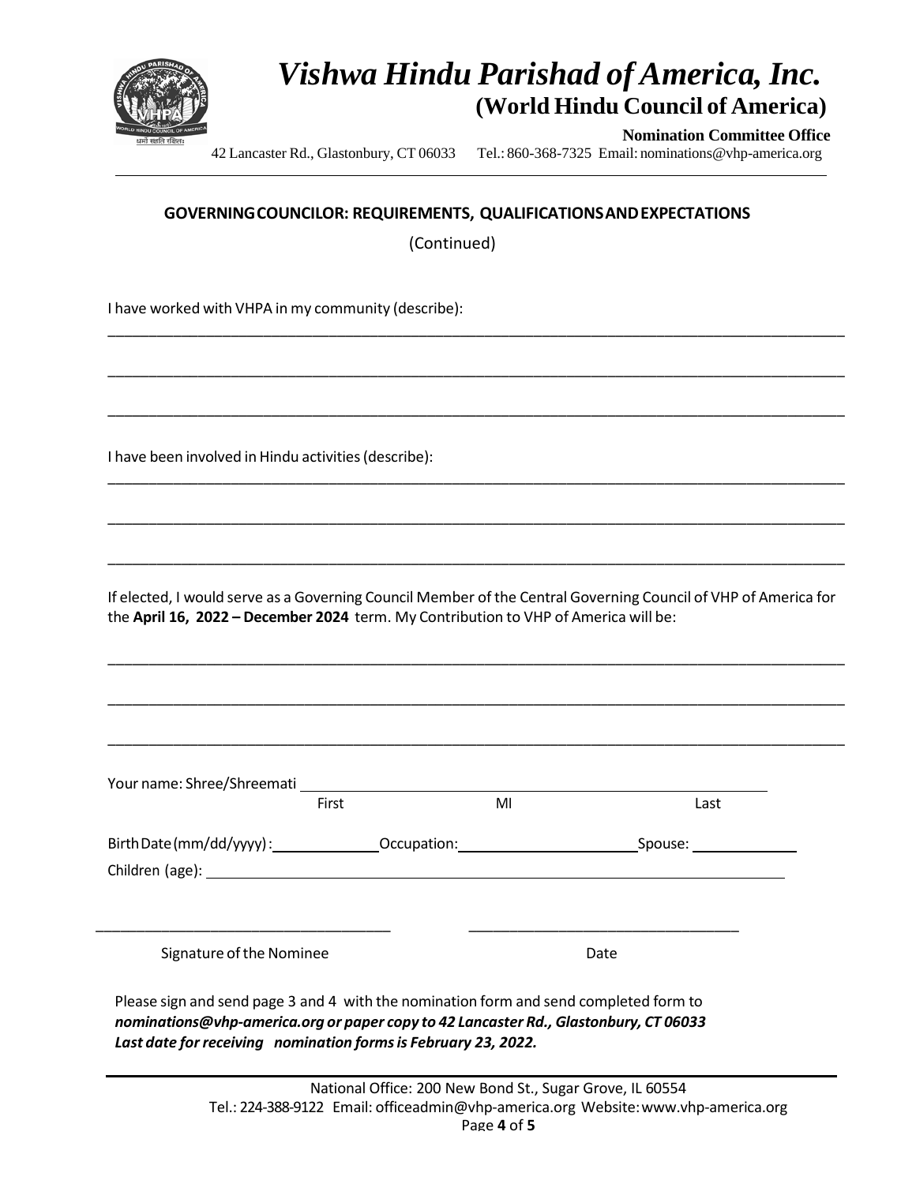# *Vishwa Hindu Parishad of America, Inc.*

## (World Hindu Council of America)

**Nomination Committee Office**

42 Lancaster Rd., Glastonbury, CT 06033 Tel.: 860-368-7325 Email: nominations@vhp-america.org

---

### GOVERNING COUNCILOR: REQUIREMENTS, QUALIFICATIONS AND EXPECTATIONS

(Continued)

I have worked with VHPA in my community (describe):

\_\_\_\_\_\_\_\_\_\_\_\_\_\_\_\_\_\_\_\_\_\_\_\_\_\_\_\_\_\_\_\_\_\_\_\_\_\_\_\_\_\_\_\_\_\_\_\_\_\_\_\_\_\_\_\_\_\_\_\_\_\_\_\_\_\_\_\_\_\_\_\_\_\_\_\_\_\_

\_\_\_\_\_\_\_\_\_\_\_\_\_\_\_\_\_\_\_\_\_\_\_\_\_\_\_\_\_\_\_\_\_\_\_\_\_\_\_\_\_\_\_\_\_\_\_\_\_\_\_\_\_\_\_\_\_\_\_\_\_\_\_\_\_\_\_\_\_\_\_\_\_\_\_\_\_\_

\_\_\_\_\_\_\_\_\_\_\_\_\_\_\_\_\_\_\_\_\_\_\_\_\_\_\_\_\_\_\_\_\_\_\_\_\_\_\_\_\_\_\_\_\_\_\_\_\_\_\_\_\_\_\_\_\_\_\_\_\_\_\_\_\_\_\_\_\_\_\_\_\_\_\_\_\_\_

I have been involved in Hindu activities (describe):

\_\_\_\_\_\_\_\_\_\_\_\_\_\_\_\_\_\_\_\_\_\_\_\_\_\_\_\_\_\_\_\_\_\_\_\_\_\_\_\_\_\_\_\_\_\_\_\_\_\_\_\_\_\_\_\_\_\_\_\_\_\_\_\_\_\_\_\_\_\_\_\_\_\_\_\_\_\_

\_\_\_\_\_\_\_\_\_\_\_\_\_\_\_\_\_\_\_\_\_\_\_\_\_\_\_\_\_\_\_\_\_\_\_\_\_\_\_\_\_\_\_\_\_\_\_\_\_\_\_\_\_\_\_\_\_\_\_\_\_\_\_\_\_\_\_\_\_\_\_\_\_\_\_\_\_\_

\_\_\_\_\_\_\_\_\_\_\_\_\_\_\_\_\_\_\_\_\_\_\_\_\_\_\_\_\_\_\_\_\_\_\_\_\_\_\_\_\_\_\_\_\_\_\_\_\_\_\_\_\_\_\_\_\_\_\_\_\_\_\_\_\_\_\_\_\_\_\_\_\_\_\_\_\_\_

If elected, I would serve as a Governing Council Member of the Central Governing Council of VHP of America for the **April 16, 2022 – December 2024** term. My Contribution to VHP of America will be:

\_\_\_\_\_\_\_\_\_\_\_\_\_\_\_\_\_\_\_\_\_\_\_\_\_\_\_\_\_\_\_\_\_\_\_\_\_\_\_\_\_\_\_\_\_\_\_\_\_\_\_\_\_\_\_\_\_\_\_\_\_\_\_\_\_\_\_\_\_\_\_\_\_\_\_\_\_\_

\_\_\_\_\_\_\_\_\_\_\_\_\_\_\_\_\_\_\_\_\_\_\_\_\_\_\_\_\_\_\_\_\_\_\_\_\_\_\_\_\_\_\_\_\_\_\_\_\_\_\_\_\_\_\_\_\_\_\_\_\_\_\_\_\_\_\_\_\_\_\_\_\_\_\_\_\_\_

\_\_\_\_\_\_\_\_\_\_\_\_\_\_\_\_\_\_\_\_\_\_\_\_\_\_\_\_\_\_\_\_\_\_\_\_\_\_\_\_\_\_\_\_\_\_\_\_\_\_\_\_\_\_\_\_\_\_\_\_\_\_\_\_\_\_\_\_\_\_\_\_\_\_\_\_\_\_

Your name: Shree/Shreemati \_\_\_\_\_\_\_\_\_\_\_\_\_\_\_\_\_\_\_\_\_\_\_\_\_\_\_\_\_\_\_\_\_\_\_\_\_\_\_\_\_\_\_\_\_\_\_\_

First MI Last

Birth Date (mm/dd/yyyy): \_\_\_\_\_\_\_\_\_\_\_\_ Occupation: \_\_\_\_\_\_\_\_\_\_\_\_\_\_\_\_\_\_\_\_ Spouse: \_\_\_\_\_\_\_\_\_\_\_\_

Children (age): \_\_\_\_\_\_\_\_\_\_\_\_\_\_\_\_\_\_\_\_\_\_\_\_\_\_\_\_\_\_\_\_\_\_\_\_\_\_\_\_\_\_\_\_\_\_\_\_\_\_\_\_\_\_\_\_\_\_\_\_\_\_\_\_

\_\_\_\_\_\_\_\_\_\_\_\_\_\_\_\_\_\_\_\_\_\_\_\_\_\_\_\_\_\_\_\_ \_\_\_\_\_\_\_\_\_\_\_\_\_\_\_\_\_\_\_\_\_\_\_\_\_\_\_\_\_\_

Signature of the Nominee Date

Please sign and send page 3 and 4 with the nomination form and send completed form to ***nominations@vhp-america.org or paper copy to 42 Lancaster Rd., Glastonbury, CT 06033***
***Last date for receiving nomination forms is February 23, 2022.***

---

National Office: 200 New Bond St., Sugar Grove, IL 60554
Tel.: 224-388-9122 Email: officeadmin@vhp-america.org Website: www.vhp-america.org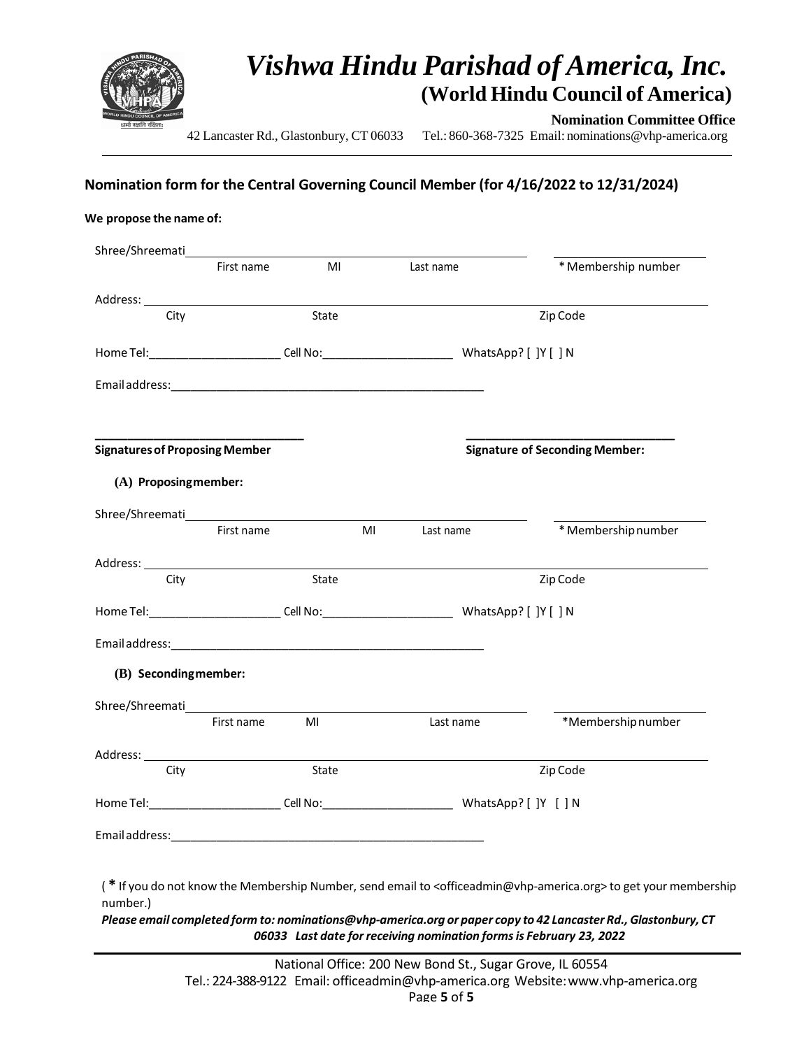# *Vishwa Hindu Parishad of America, Inc.*

## (World Hindu Council of America)

**Nomination Committee Office**

42 Lancaster Rd., Glastonbury, CT 06033 Tel.: 860-368-7325 Email: nominations@vhp-america.org

---

### Nomination form for the Central Governing Council Member (for 4/16/2022 to 12/31/2024)

**We propose the name of:**

Shree/Shreemati\_\_\_\_\_\_\_\_\_\_\_\_\_\_\_\_\_\_\_\_\_\_\_\_\_\_\_\_\_\_\_\_\_\_\_\_\_\_\_\_ \_\_\_\_\_\_\_\_\_\_\_\_\_\_\_\_\_\_\_\_

First name MI Last name *Membership number

Address: \_\_\_\_\_\_\_\_\_\_\_\_\_\_\_\_\_\_\_\_\_\_\_\_\_\_\_\_\_\_\_\_\_\_\_\_\_\_\_\_\_\_\_\_\_\_\_\_\_\_\_\_\_\_\_\_\_\_\_\_\_\_\_\_\_\_

City State Zip Code

Home Tel:\_\_\_\_\_\_\_\_\_\_\_\_\_\_\_\_\_\_\_\_ Cell No:\_\_\_\_\_\_\_\_\_\_\_\_\_\_\_\_\_\_\_\_ WhatsApp? [ ]Y [ ] N

Email address:\_\_\_\_\_\_\_\_\_\_\_\_\_\_\_\_\_\_\_\_\_\_\_\_\_\_\_\_\_\_\_\_\_\_\_\_\_\_\_\_\_\_\_\_\_\_\_\_

\_\_\_\_\_\_\_\_\_\_\_\_\_\_\_\_\_\_\_\_\_\_\_\_\_\_\_\_\_\_ \_\_\_\_\_\_\_\_\_\_\_\_\_\_\_\_\_\_\_\_\_\_\_\_\_\_\_\_\_\_

**Signatures of Proposing Member** **Signature of Seconding Member:**

**(A) Proposing member:**

Shree/Shreemati\_\_\_\_\_\_\_\_\_\_\_\_\_\_\_\_\_\_\_\_\_\_\_\_\_\_\_\_\_\_\_\_\_\_\_\_\_\_\_\_ \_\_\_\_\_\_\_\_\_\_\_\_\_\_\_\_\_\_\_\_

First name MI Last name *Membership number

Address: \_\_\_\_\_\_\_\_\_\_\_\_\_\_\_\_\_\_\_\_\_\_\_\_\_\_\_\_\_\_\_\_\_\_\_\_\_\_\_\_\_\_\_\_\_\_\_\_\_\_\_\_\_\_\_\_\_\_\_\_\_\_\_\_\_\_

City State Zip Code

Home Tel:\_\_\_\_\_\_\_\_\_\_\_\_\_\_\_\_\_\_\_\_ Cell No:\_\_\_\_\_\_\_\_\_\_\_\_\_\_\_\_\_\_\_\_ WhatsApp? [ ]Y [ ] N

Email address:\_\_\_\_\_\_\_\_\_\_\_\_\_\_\_\_\_\_\_\_\_\_\_\_\_\_\_\_\_\_\_\_\_\_\_\_\_\_\_\_\_\_\_\_\_\_\_\_

**(B) Seconding member:**

Shree/Shreemati\_\_\_\_\_\_\_\_\_\_\_\_\_\_\_\_\_\_\_\_\_\_\_\_\_\_\_\_\_\_\_\_\_\_\_\_\_\_\_\_ \_\_\_\_\_\_\_\_\_\_\_\_\_\_\_\_\_\_\_\_

First name MI Last name *Membership number

Address: \_\_\_\_\_\_\_\_\_\_\_\_\_\_\_\_\_\_\_\_\_\_\_\_\_\_\_\_\_\_\_\_\_\_\_\_\_\_\_\_\_\_\_\_\_\_\_\_\_\_\_\_\_\_\_\_\_\_\_\_\_\_\_\_\_\_

City State Zip Code

Home Tel:\_\_\_\_\_\_\_\_\_\_\_\_\_\_\_\_\_\_\_\_ Cell No:\_\_\_\_\_\_\_\_\_\_\_\_\_\_\_\_\_\_\_\_ WhatsApp? [ ]Y [ ] N

Email address:\_\_\_\_\_\_\_\_\_\_\_\_\_\_\_\_\_\_\_\_\_\_\_\_\_\_\_\_\_\_\_\_\_\_\_\_\_\_\_\_\_\_\_\_\_\_\_\_

( * If you do not know the Membership Number, send email to <officeadmin@vhp-america.org> to get your membership number.)

***Please email completed form to: nominations@vhp-america.org or paper copy to 42 Lancaster Rd., Glastonbury, CT 06033 Last date for receiving nomination forms is February 23, 2022***

---

National Office: 200 New Bond St., Sugar Grove, IL 60554

Tel.: 224-388-9122 Email: officeadmin@vhp-america.org Website: www.vhp-america.org